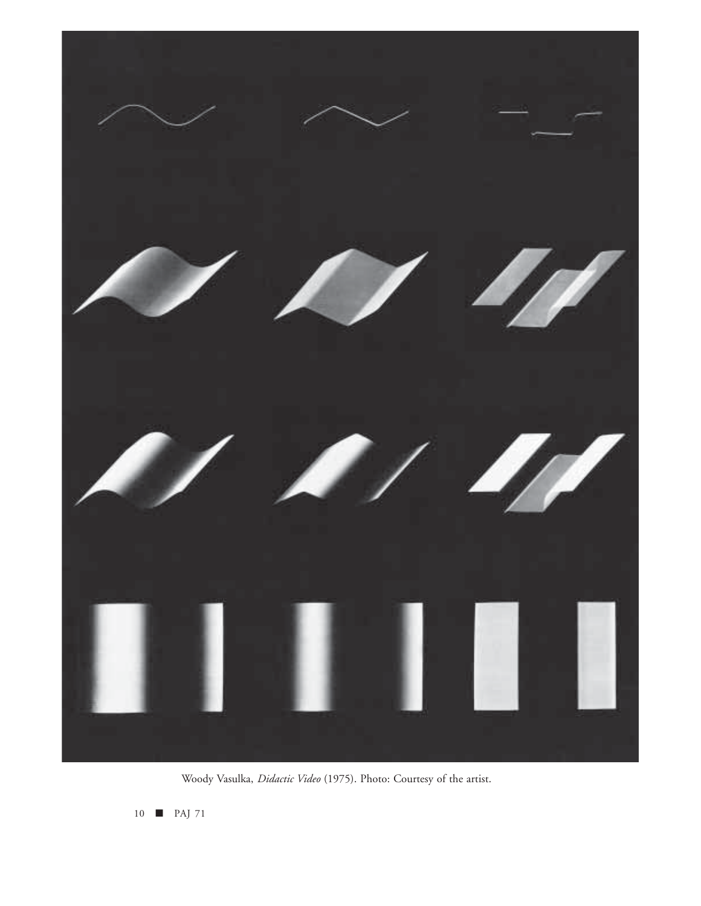Woody Vasulka, *Didactic Video* (1975). Photo: Courtesy of the artist.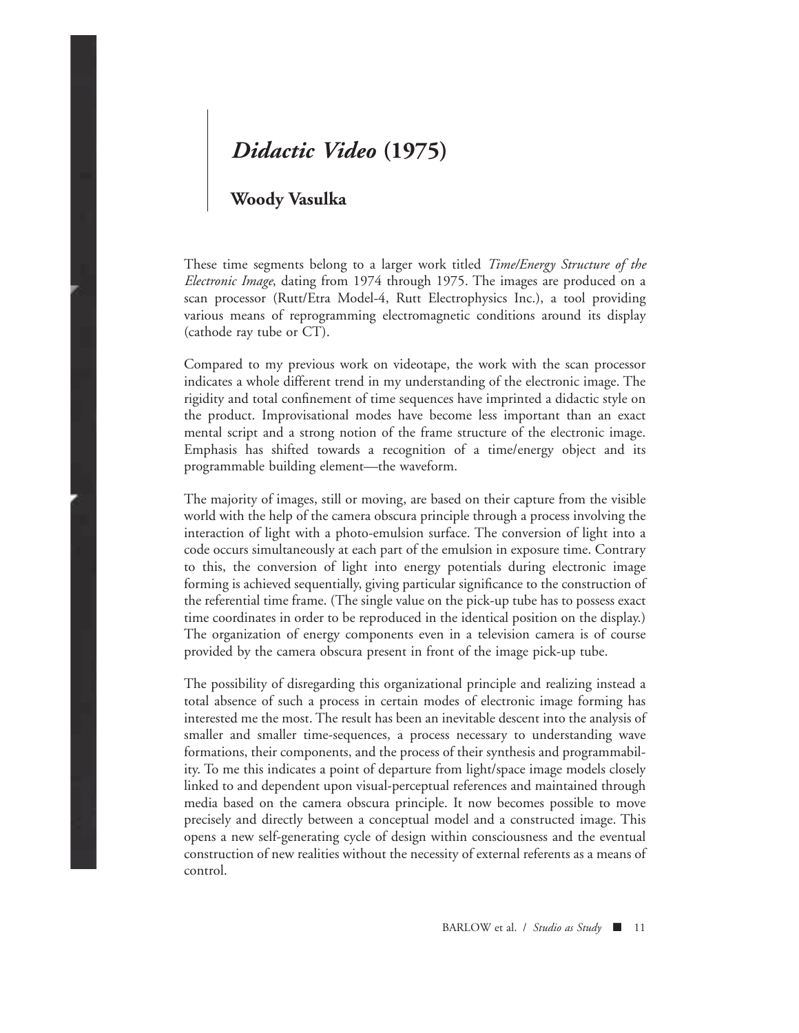# *Didactic Video* (1975)

## Woody Vasulka

These time segments belong to a larger work titled *Time/Energy Structure of the Electronic Image*, dating from 1974 through 1975. The images are produced on a scan processor (Rutt/Etra Model-4, Rutt Electrophysics Inc.), a tool providing various means of reprogramming electromagnetic conditions around its display (cathode ray tube or CT).

Compared to my previous work on videotape, the work with the scan processor indicates a whole different trend in my understanding of the electronic image. The rigidity and total confinement of time sequences have imprinted a didactic style on the product. Improvisational modes have become less important than an exact mental script and a strong notion of the frame structure of the electronic image. Emphasis has shifted towards a recognition of a time/energy object and its programmable building element—the waveform.

The majority of images, still or moving, are based on their capture from the visible world with the help of the camera obscura principle through a process involving the interaction of light with a photo-emulsion surface. The conversion of light into a code occurs simultaneously at each part of the emulsion in exposure time. Contrary to this, the conversion of light into energy potentials during electronic image forming is achieved sequentially, giving particular significance to the construction of the referential time frame. (The single value on the pick-up tube has to possess exact time coordinates in order to be reproduced in the identical position on the display.) The organization of energy components even in a television camera is of course provided by the camera obscura present in front of the image pick-up tube.

The possibility of disregarding this organizational principle and realizing instead a total absence of such a process in certain modes of electronic image forming has interested me the most. The result has been an inevitable descent into the analysis of smaller and smaller time-sequences, a process necessary to understanding wave formations, their components, and the process of their synthesis and programmability. To me this indicates a point of departure from light/space image models closely linked to and dependent upon visual-perceptual references and maintained through media based on the camera obscura principle. It now becomes possible to move precisely and directly between a conceptual model and a constructed image. This opens a new self-generating cycle of design within consciousness and the eventual construction of new realities without the necessity of external referents as a means of control.